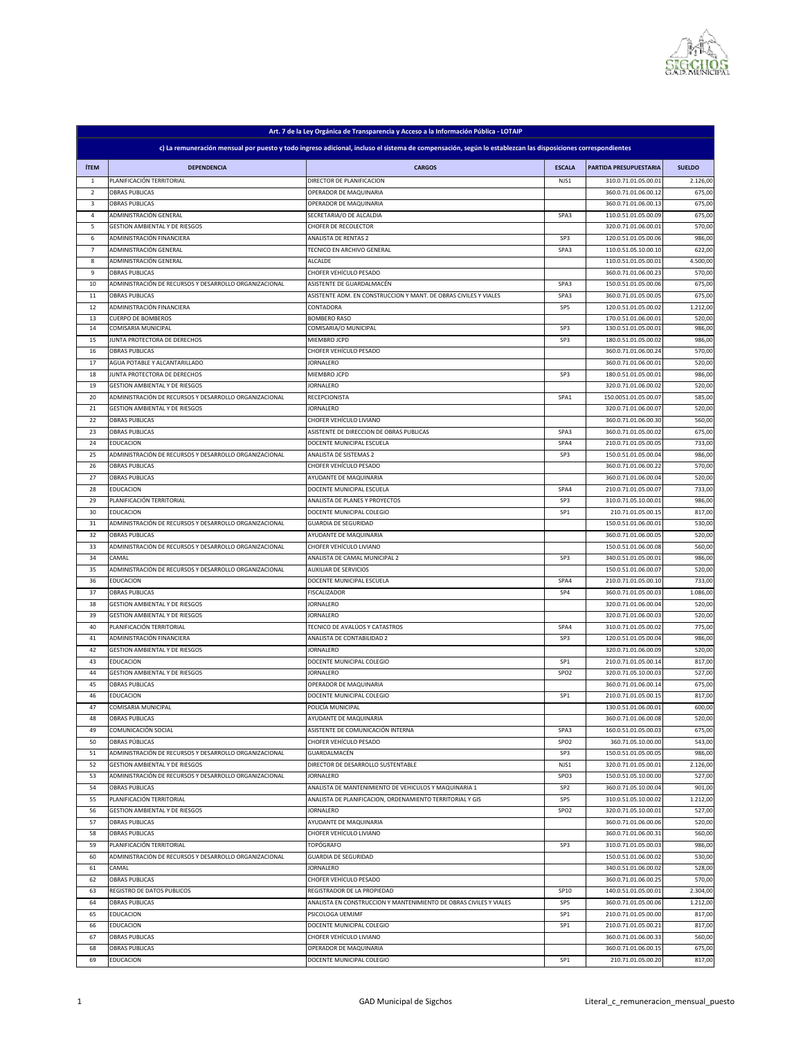| Art. 7 de la Ley Orgánica de Transparencia y Acceso a la Información Pública - LOTAIP | | | | | |
|---|---|---|---|---|---|
| c) La remuneración mensual por puesto y todo ingreso adicional, incluso el sistema de compensación, según lo establezcan las disposiciones correspondientes | | | | | |
| **ÍTEM** | **DEPENDENCIA** | **CARGOS** | **ESCALA** | **PARTIDA PRESUPUESTARIA** | **SUELDO** |
| 1 | PLANIFICACIÓN TERRITORIAL | DIRECTOR DE PLANIFICACION | NJS1 | 310.0.71.01.05.00.01 | 2.126,00 |
| 2 | OBRAS PUBLICAS | OPERADOR DE MAQUINARIA | | 360.0.71.01.06.00.12 | 675,00 |
| 3 | OBRAS PUBLICAS | OPERADOR DE MAQUINARIA | | 360.0.71.01.06.00.13 | 675,00 |
| 4 | ADMINISTRACIÓN GENERAL | SECRETARIA/O DE ALCALDIA | SPA3 | 110.0.51.01.05.00.09 | 675,00 |
| 5 | GESTION AMBIENTAL Y DE RIESGOS | CHOFER DE RECOLECTOR | | 320.0.71.01.06.00.01 | 570,00 |
| 6 | ADMINISTRACIÓN FINANCIERA | ANALISTA DE RENTAS 2 | SP3 | 120.0.51.01.05.00.06 | 986,00 |
| 7 | ADMINISTRACIÓN GENERAL | TECNICO EN ARCHIVO GENERAL | SPA3 | 110.0.51.05.10.00.10 | 622,00 |
| 8 | ADMINISTRACIÓN GENERAL | ALCALDE | | 110.0.51.01.05.00.01 | 4.500,00 |
| 9 | OBRAS PUBLICAS | CHOFER VEHÍCULO PESADO | | 360.0.71.01.06.00.23 | 570,00 |
| 10 | ADMINISTRACIÓN DE RECURSOS Y DESARROLLO ORGANIZACIONAL | ASISTENTE DE GUARDALMACÉN | SPA3 | 150.0.51.01.05.00.06 | 675,00 |
| 11 | OBRAS PUBLICAS | ASISTENTE ADM. EN CONSTRUCCION Y MANT. DE OBRAS CIVILES Y VIALES | SPA3 | 360.0.71.01.05.00.05 | 675,00 |
| 12 | ADMINISTRACIÓN FINANCIERA | CONTADORA | SP5 | 120.0.51.01.05.00.02 | 1.212,00 |
| 13 | CUERPO DE BOMBEROS | BOMBERO RASO | | 170.0.51.01.06.00.01 | 520,00 |
| 14 | COMISARIA MUNICIPAL | COMISARIA/O MUNICIPAL | SP3 | 130.0.51.01.05.00.01 | 986,00 |
| 15 | JUNTA PROTECTORA DE DERECHOS | MIEMBRO JCPD | SP3 | 180.0.51.01.05.00.02 | 986,00 |
| 16 | OBRAS PUBLICAS | CHOFER VEHÍCULO PESADO | | 360.0.71.01.06.00.24 | 570,00 |
| 17 | AGUA POTABLE Y ALCANTARILLADO | JORNALERO | | 360.0.71.01.06.00.01 | 520,00 |
| 18 | JUNTA PROTECTORA DE DERECHOS | MIEMBRO JCPD | SP3 | 180.0.51.01.05.00.01 | 986,00 |
| 19 | GESTION AMBIENTAL Y DE RIESGOS | JORNALERO | | 320.0.71.01.06.00.02 | 520,00 |
| 20 | ADMINISTRACIÓN DE RECURSOS Y DESARROLLO ORGANIZACIONAL | RECEPCIONISTA | SPA1 | 150.0051.01.05.00.07 | 585,00 |
| 21 | GESTION AMBIENTAL Y DE RIESGOS | JORNALERO | | 320.0.71.01.06.00.07 | 520,00 |
| 22 | OBRAS PUBLICAS | CHOFER VEHÍCULO LIVIANO | | 360.0.71.01.06.00.30 | 560,00 |
| 23 | OBRAS PUBLICAS | ASISTENTE DE DIRECCION DE OBRAS PUBLICAS | SPA3 | 360.0.71.01.05.00.02 | 675,00 |
| 24 | EDUCACION | DOCENTE MUNICIPAL ESCUELA | SPA4 | 210.0.71.01.05.00.05 | 733,00 |
| 25 | ADMINISTRACIÓN DE RECURSOS Y DESARROLLO ORGANIZACIONAL | ANALISTA DE SISTEMAS 2 | SP3 | 150.0.51.01.05.00.04 | 986,00 |
| 26 | OBRAS PUBLICAS | CHOFER VEHÍCULO PESADO | | 360.0.71.01.06.00.22 | 570,00 |
| 27 | OBRAS PUBLICAS | AYUDANTE DE MAQUINARIA | | 360.0.71.01.06.00.04 | 520,00 |
| 28 | EDUCACION | DOCENTE MUNICIPAL ESCUELA | SPA4 | 210.0.71.01.05.00.07 | 733,00 |
| 29 | PLANIFICACIÓN TERRITORIAL | ANALISTA DE PLANES Y PROYECTOS | SP3 | 310.0.71.05.10.00.01 | 986,00 |
| 30 | EDUCACION | DOCENTE MUNICIPAL COLEGIO | SP1 | 210.71.01.05.00.15 | 817,00 |
| 31 | ADMINISTRACIÓN DE RECURSOS Y DESARROLLO ORGANIZACIONAL | GUARDIA DE SEGURIDAD | | 150.0.51.01.06.00.01 | 530,00 |
| 32 | OBRAS PUBLICAS | AYUDANTE DE MAQUINARIA | | 360.0.71.01.06.00.05 | 520,00 |
| 33 | ADMINISTRACIÓN DE RECURSOS Y DESARROLLO ORGANIZACIONAL | CHOFER VEHÍCULO LIVIANO | | 150.0.51.01.06.00.08 | 560,00 |
| 34 | CAMAL | ANALISTA DE CAMAL MUNICIPAL 2 | SP3 | 340.0.51.01.05.00.01 | 986,00 |
| 35 | ADMINISTRACIÓN DE RECURSOS Y DESARROLLO ORGANIZACIONAL | AUXILIAR DE SERVICIOS | | 150.0.51.01.06.00.07 | 520,00 |
| 36 | EDUCACION | DOCENTE MUNICIPAL ESCUELA | SPA4 | 210.0.71.01.05.00.10 | 733,00 |
| 37 | OBRAS PUBLICAS | FISCALIZADOR | SP4 | 360.0.71.01.05.00.03 | 1.086,00 |
| 38 | GESTION AMBIENTAL Y DE RIESGOS | JORNALERO | | 320.0.71.01.06.00.04 | 520,00 |
| 39 | GESTION AMBIENTAL Y DE RIESGOS | JORNALERO | | 320.0.71.01.06.00.03 | 520,00 |
| 40 | PLANIFICACIÓN TERRITORIAL | TECNICO DE AVALÚOS Y CATASTROS | SPA4 | 310.0.71.01.05.00.02 | 775,00 |
| 41 | ADMINISTRACIÓN FINANCIERA | ANALISTA DE CONTABILIDAD 2 | SP3 | 120.0.51.01.05.00.04 | 986,00 |
| 42 | GESTION AMBIENTAL Y DE RIESGOS | JORNALERO | | 320.0.71.01.06.00.09 | 520,00 |
| 43 | EDUCACION | DOCENTE MUNICIPAL COLEGIO | SP1 | 210.0.71.01.05.00.14 | 817,00 |
| 44 | GESTION AMBIENTAL Y DE RIESGOS | JORNALERO | SPO2 | 320.0.71.05.10.00.03 | 527,00 |
| 45 | OBRAS PUBLICAS | OPERADOR DE MAQUINARIA | | 360.0.71.01.06.00.14 | 675,00 |
| 46 | EDUCACION | DOCENTE MUNICIPAL COLEGIO | SP1 | 210.0.71.01.05.00.15 | 817,00 |
| 47 | COMISARIA MUNICIPAL | POLICÍA MUNICIPAL | | 130.0.51.01.06.00.01 | 600,00 |
| 48 | OBRAS PUBLICAS | AYUDANTE DE MAQUINARIA | | 360.0.71.01.06.00.08 | 520,00 |
| 49 | COMUNICACIÓN SOCIAL | ASISTENTE DE COMUNICACIÓN INTERNA | SPA3 | 160.0.51.01.05.00.03 | 675,00 |
| 50 | OBRAS PÚBLICAS | CHOFER VEHÍCULO PESADO | SPO2 | 360.71.05.10.00.00 | 543,00 |
| 51 | ADMINISTRACIÓN DE RECURSOS Y DESARROLLO ORGANIZACIONAL | GUARDALMACÉN | SP3 | 150.0.51.01.05.00.05 | 986,00 |
| 52 | GESTION AMBIENTAL Y DE RIESGOS | DIRECTOR DE DESARROLLO SUSTENTABLE | NJS1 | 320.0.71.01.05.00.01 | 2.126,00 |
| 53 | ADMINISTRACIÓN DE RECURSOS Y DESARROLLO ORGANIZACIONAL | JORNALERO | SPO3 | 150.0.51.05.10.00.00 | 527,00 |
| 54 | OBRAS PUBLICAS | ANALISTA DE MANTENIMIENTO DE VEHICULOS Y MAQUINARIA 1 | SP2 | 360.0.71.05.10.00.04 | 901,00 |
| 55 | PLANIFICACIÓN TERRITORIAL | ANALISTA DE PLANIFICACION, ORDENAMIENTO TERRITORIAL Y GIS | SP5 | 310.0.51.05.10.00.02 | 1.212,00 |
| 56 | GESTION AMBIENTAL Y DE RIESGOS | JORNALERO | SPO2 | 320.0.71.05.10.00.01 | 527,00 |
| 57 | OBRAS PUBLICAS | AYUDANTE DE MAQUINARIA | | 360.0.71.01.06.00.06 | 520,00 |
| 58 | OBRAS PUBLICAS | CHOFER VEHÍCULO LIVIANO | | 360.0.71.01.06.00.31 | 560,00 |
| 59 | PLANIFICACIÓN TERRITORIAL | TOPÓGRAFO | SP3 | 310.0.71.01.05.00.03 | 986,00 |
| 60 | ADMINISTRACIÓN DE RECURSOS Y DESARROLLO ORGANIZACIONAL | GUARDIA DE SEGURIDAD | | 150.0.51.01.06.00.02 | 530,00 |
| 61 | CAMAL | JORNALERO | | 340.0.51.01.06.00.02 | 528,00 |
| 62 | OBRAS PUBLICAS | CHOFER VEHÍCULO PESADO | | 360.0.71.01.06.00.25 | 570,00 |
| 63 | REGISTRO DE DATOS PUBLICOS | REGISTRADOR DE LA PROPIEDAD | SP10 | 140.0.51.01.05.00.01 | 2.304,00 |
| 64 | OBRAS PUBLICAS | ANALISTA EN CONSTRUCCION Y MANTENIMIENTO DE OBRAS CIVILES Y VIALES | SP5 | 360.0.71.01.05.00.06 | 1.212,00 |
| 65 | EDUCACION | PSICOLOGA UEMJMF | SP1 | 210.0.71.01.05.00.00 | 817,00 |
| 66 | EDUCACION | DOCENTE MUNICIPAL COLEGIO | SP1 | 210.0.71.01.05.00.21 | 817,00 |
| 67 | OBRAS PUBLICAS | CHOFER VEHÍCULO LIVIANO | | 360.0.71.01.06.00.33 | 560,00 |
| 68 | OBRAS PUBLICAS | OPERADOR DE MAQUINARIA | | 360.0.71.01.06.00.15 | 675,00 |
| 69 | EDUCACION | DOCENTE MUNICIPAL COLEGIO | SP1 | 210.71.01.05.00.20 | 817,00 |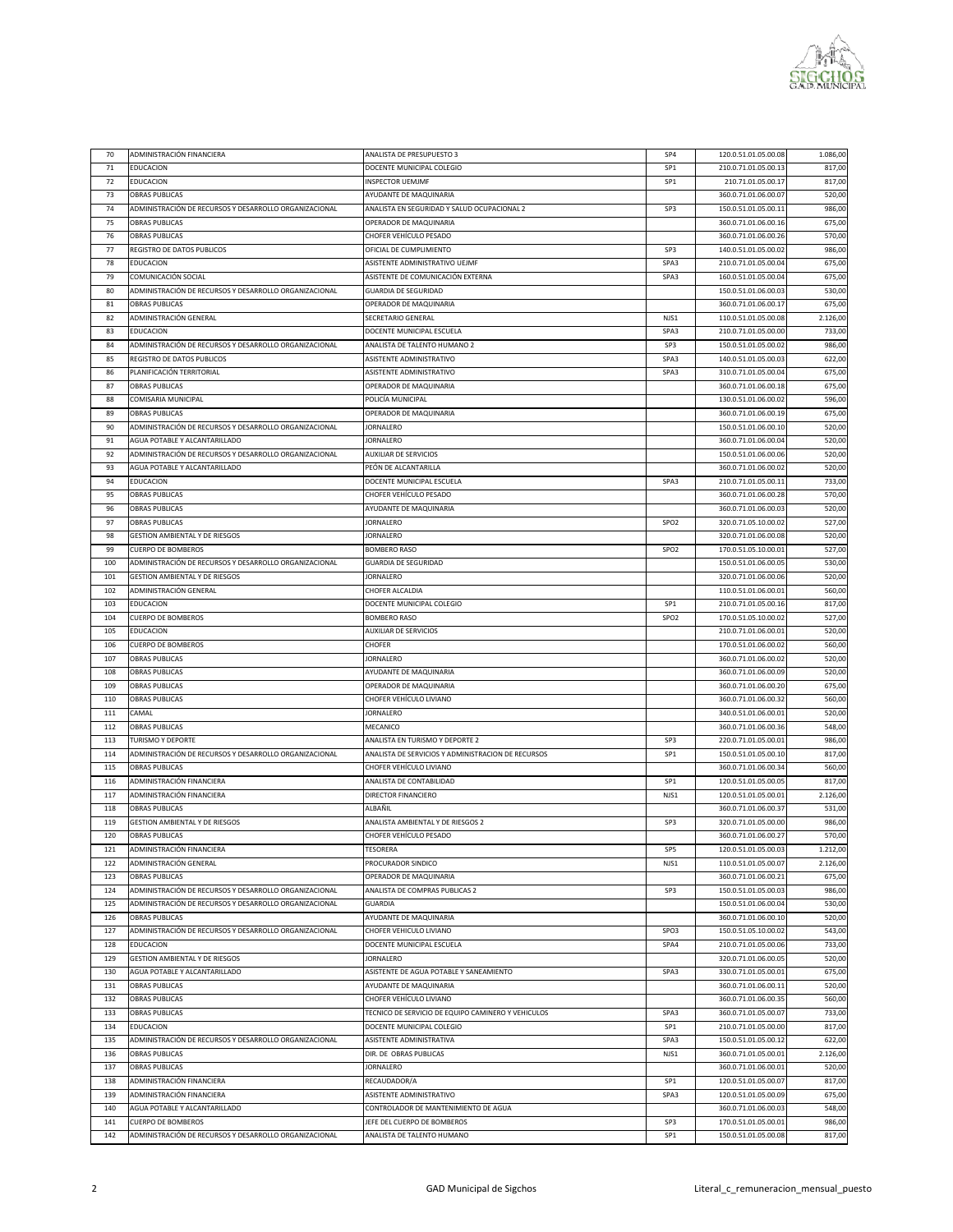| | | | | | |
|---|---|---|---|---|---|
| 70 | ADMINISTRACIÓN FINANCIERA | ANALISTA DE PRESUPUESTO 3 | SP4 | 120.0.51.01.05.00.08 | 1.086,00 |
| 71 | EDUCACION | DOCENTE MUNICIPAL COLEGIO | SP1 | 210.0.71.01.05.00.13 | 817,00 |
| 72 | EDUCACION | INSPECTOR UEMJMF | SP1 | 210.71.01.05.00.17 | 817,00 |
| 73 | OBRAS PUBLICAS | AYUDANTE DE MAQUINARIA | | 360.0.71.01.06.00.07 | 520,00 |
| 74 | ADMINISTRACIÓN DE RECURSOS Y DESARROLLO ORGANIZACIONAL | ANALISTA EN SEGURIDAD Y SALUD OCUPACIONAL 2 | SP3 | 150.0.51.01.05.00.11 | 986,00 |
| 75 | OBRAS PUBLICAS | OPERADOR DE MAQUINARIA | | 360.0.71.01.06.00.16 | 675,00 |
| 76 | OBRAS PUBLICAS | CHOFER VEHÍCULO PESADO | | 360.0.71.01.06.00.26 | 570,00 |
| 77 | REGISTRO DE DATOS PUBLICOS | OFICIAL DE CUMPLIMIENTO | SP3 | 140.0.51.01.05.00.02 | 986,00 |
| 78 | EDUCACION | ASISTENTE ADMINISTRATIVO UEJMF | SPA3 | 210.0.71.01.05.00.04 | 675,00 |
| 79 | COMUNICACIÓN SOCIAL | ASISTENTE DE COMUNICACIÓN EXTERNA | SPA3 | 160.0.51.01.05.00.04 | 675,00 |
| 80 | ADMINISTRACIÓN DE RECURSOS Y DESARROLLO ORGANIZACIONAL | GUARDIA DE SEGURIDAD | | 150.0.51.01.06.00.03 | 530,00 |
| 81 | OBRAS PUBLICAS | OPERADOR DE MAQUINARIA | | 360.0.71.01.06.00.17 | 675,00 |
| 82 | ADMINISTRACIÓN GENERAL | SECRETARIO GENERAL | NJS1 | 110.0.51.01.05.00.08 | 2.126,00 |
| 83 | EDUCACION | DOCENTE MUNICIPAL ESCUELA | SPA3 | 210.0.71.01.05.00.00 | 733,00 |
| 84 | ADMINISTRACIÓN DE RECURSOS Y DESARROLLO ORGANIZACIONAL | ANALISTA DE TALENTO HUMANO 2 | SP3 | 150.0.51.01.05.00.02 | 986,00 |
| 85 | REGISTRO DE DATOS PUBLICOS | ASISTENTE ADMINISTRATIVO | SPA3 | 140.0.51.01.05.00.03 | 622,00 |
| 86 | PLANIFICACIÓN TERRITORIAL | ASISTENTE ADMINISTRATIVO | SPA3 | 310.0.71.01.05.00.04 | 675,00 |
| 87 | OBRAS PUBLICAS | OPERADOR DE MAQUINARIA | | 360.0.71.01.06.00.18 | 675,00 |
| 88 | COMISARIA MUNICIPAL | POLICÍA MUNICIPAL | | 130.0.51.01.06.00.02 | 596,00 |
| 89 | OBRAS PUBLICAS | OPERADOR DE MAQUINARIA | | 360.0.71.01.06.00.19 | 675,00 |
| 90 | ADMINISTRACIÓN DE RECURSOS Y DESARROLLO ORGANIZACIONAL | JORNALERO | | 150.0.51.01.06.00.10 | 520,00 |
| 91 | AGUA POTABLE Y ALCANTARILLADO | JORNALERO | | 360.0.71.01.06.00.04 | 520,00 |
| 92 | ADMINISTRACIÓN DE RECURSOS Y DESARROLLO ORGANIZACIONAL | AUXILIAR DE SERVICIOS | | 150.0.51.01.06.00.06 | 520,00 |
| 93 | AGUA POTABLE Y ALCANTARILLADO | PEÓN DE ALCANTARILLA | | 360.0.71.01.06.00.02 | 520,00 |
| 94 | EDUCACION | DOCENTE MUNICIPAL ESCUELA | SPA3 | 210.0.71.01.05.00.11 | 733,00 |
| 95 | OBRAS PUBLICAS | CHOFER VEHÍCULO PESADO | | 360.0.71.01.06.00.28 | 570,00 |
| 96 | OBRAS PUBLICAS | AYUDANTE DE MAQUINARIA | | 360.0.71.01.06.00.03 | 520,00 |
| 97 | OBRAS PUBLICAS | JORNALERO | SPO2 | 320.0.71.05.10.00.02 | 527,00 |
| 98 | GESTION AMBIENTAL Y DE RIESGOS | JORNALERO | | 320.0.71.01.06.00.08 | 520,00 |
| 99 | CUERPO DE BOMBEROS | BOMBERO RASO | SPO2 | 170.0.51.05.10.00.01 | 527,00 |
| 100 | ADMINISTRACIÓN DE RECURSOS Y DESARROLLO ORGANIZACIONAL | GUARDIA DE SEGURIDAD | | 150.0.51.01.06.00.05 | 530,00 |
| 101 | GESTION AMBIENTAL Y DE RIESGOS | JORNALERO | | 320.0.71.01.06.00.06 | 520,00 |
| 102 | ADMINISTRACIÓN GENERAL | CHOFER ALCALDIA | | 110.0.51.01.06.00.01 | 560,00 |
| 103 | EDUCACION | DOCENTE MUNICIPAL COLEGIO | SP1 | 210.0.71.01.05.00.16 | 817,00 |
| 104 | CUERPO DE BOMBEROS | BOMBERO RASO | SPO2 | 170.0.51.05.10.00.02 | 527,00 |
| 105 | EDUCACION | AUXILIAR DE SERVICIOS | | 210.0.71.01.06.00.01 | 520,00 |
| 106 | CUERPO DE BOMBEROS | CHOFER | | 170.0.51.01.06.00.02 | 560,00 |
| 107 | OBRAS PUBLICAS | JORNALERO | | 360.0.71.01.06.00.02 | 520,00 |
| 108 | OBRAS PUBLICAS | AYUDANTE DE MAQUINARIA | | 360.0.71.01.06.00.09 | 520,00 |
| 109 | OBRAS PUBLICAS | OPERADOR DE MAQUINARIA | | 360.0.71.01.06.00.20 | 675,00 |
| 110 | OBRAS PUBLICAS | CHOFER VEHÍCULO LIVIANO | | 360.0.71.01.06.00.32 | 560,00 |
| 111 | CAMAL | JORNALERO | | 340.0.51.01.06.00.01 | 520,00 |
| 112 | OBRAS PUBLICAS | MECANICO | | 360.0.71.01.06.00.36 | 548,00 |
| 113 | TURISMO Y DEPORTE | ANALISTA EN TURISMO Y DEPORTE 2 | SP3 | 220.0.71.01.05.00.01 | 986,00 |
| 114 | ADMINISTRACIÓN DE RECURSOS Y DESARROLLO ORGANIZACIONAL | ANALISTA DE SERVICIOS Y ADMINISTRACION DE RECURSOS | SP1 | 150.0.51.01.05.00.10 | 817,00 |
| 115 | OBRAS PUBLICAS | CHOFER VEHÍCULO LIVIANO | | 360.0.71.01.06.00.34 | 560,00 |
| 116 | ADMINISTRACIÓN FINANCIERA | ANALISTA DE CONTABILIDAD | SP1 | 120.0.51.01.05.00.05 | 817,00 |
| 117 | ADMINISTRACIÓN FINANCIERA | DIRECTOR FINANCIERO | NJS1 | 120.0.51.01.05.00.01 | 2.126,00 |
| 118 | OBRAS PUBLICAS | ALBAÑIL | | 360.0.71.01.06.00.37 | 531,00 |
| 119 | GESTION AMBIENTAL Y DE RIESGOS | ANALISTA AMBIENTAL Y DE RIESGOS 2 | SP3 | 320.0.71.01.05.00.00 | 986,00 |
| 120 | OBRAS PUBLICAS | CHOFER VEHÍCULO PESADO | | 360.0.71.01.06.00.27 | 570,00 |
| 121 | ADMINISTRACIÓN FINANCIERA | TESORERA | SP5 | 120.0.51.01.05.00.03 | 1.212,00 |
| 122 | ADMINISTRACIÓN GENERAL | PROCURADOR SINDICO | NJS1 | 110.0.51.01.05.00.07 | 2.126,00 |
| 123 | OBRAS PUBLICAS | OPERADOR DE MAQUINARIA | | 360.0.71.01.06.00.21 | 675,00 |
| 124 | ADMINISTRACIÓN DE RECURSOS Y DESARROLLO ORGANIZACIONAL | ANALISTA DE COMPRAS PUBLICAS 2 | SP3 | 150.0.51.01.05.00.03 | 986,00 |
| 125 | ADMINISTRACIÓN DE RECURSOS Y DESARROLLO ORGANIZACIONAL | GUARDIA | | 150.0.51.01.06.00.04 | 530,00 |
| 126 | OBRAS PUBLICAS | AYUDANTE DE MAQUINARIA | | 360.0.71.01.06.00.10 | 520,00 |
| 127 | ADMINISTRACIÓN DE RECURSOS Y DESARROLLO ORGANIZACIONAL | CHOFER VEHICULO LIVIANO | SPO3 | 150.0.51.05.10.00.02 | 543,00 |
| 128 | EDUCACION | DOCENTE MUNICIPAL ESCUELA | SPA4 | 210.0.71.01.05.00.06 | 733,00 |
| 129 | GESTION AMBIENTAL Y DE RIESGOS | JORNALERO | | 320.0.71.01.06.00.05 | 520,00 |
| 130 | AGUA POTABLE Y ALCANTARILLADO | ASISTENTE DE AGUA POTABLE Y SANEAMIENTO | SPA3 | 330.0.71.01.05.00.01 | 675,00 |
| 131 | OBRAS PUBLICAS | AYUDANTE DE MAQUINARIA | | 360.0.71.01.06.00.11 | 520,00 |
| 132 | OBRAS PUBLICAS | CHOFER VEHÍCULO LIVIANO | | 360.0.71.01.06.00.35 | 560,00 |
| 133 | OBRAS PUBLICAS | TECNICO DE SERVICIO DE EQUIPO CAMINERO Y VEHICULOS | SPA3 | 360.0.71.01.05.00.07 | 733,00 |
| 134 | EDUCACION | DOCENTE MUNICIPAL COLEGIO | SP1 | 210.0.71.01.05.00.00 | 817,00 |
| 135 | ADMINISTRACIÓN DE RECURSOS Y DESARROLLO ORGANIZACIONAL | ASISTENTE ADMINISTRATIVA | SPA3 | 150.0.51.01.05.00.12 | 622,00 |
| 136 | OBRAS PUBLICAS | DIR. DE OBRAS PUBLICAS | NJS1 | 360.0.71.01.05.00.01 | 2.126,00 |
| 137 | OBRAS PUBLICAS | JORNALERO | | 360.0.71.01.06.00.01 | 520,00 |
| 138 | ADMINISTRACIÓN FINANCIERA | RECAUDADOR/A | SP1 | 120.0.51.01.05.00.07 | 817,00 |
| 139 | ADMINISTRACIÓN FINANCIERA | ASISTENTE ADMINISTRATIVO | SPA3 | 120.0.51.01.05.00.09 | 675,00 |
| 140 | AGUA POTABLE Y ALCANTARILLADO | CONTROLADOR DE MANTENIMIENTO DE AGUA | | 360.0.71.01.06.00.03 | 548,00 |
| 141 | CUERPO DE BOMBEROS | JEFE DEL CUERPO DE BOMBEROS | SP3 | 170.0.51.01.05.00.01 | 986,00 |
| 142 | ADMINISTRACIÓN DE RECURSOS Y DESARROLLO ORGANIZACIONAL | ANALISTA DE TALENTO HUMANO | SP1 | 150.0.51.01.05.00.08 | 817,00 |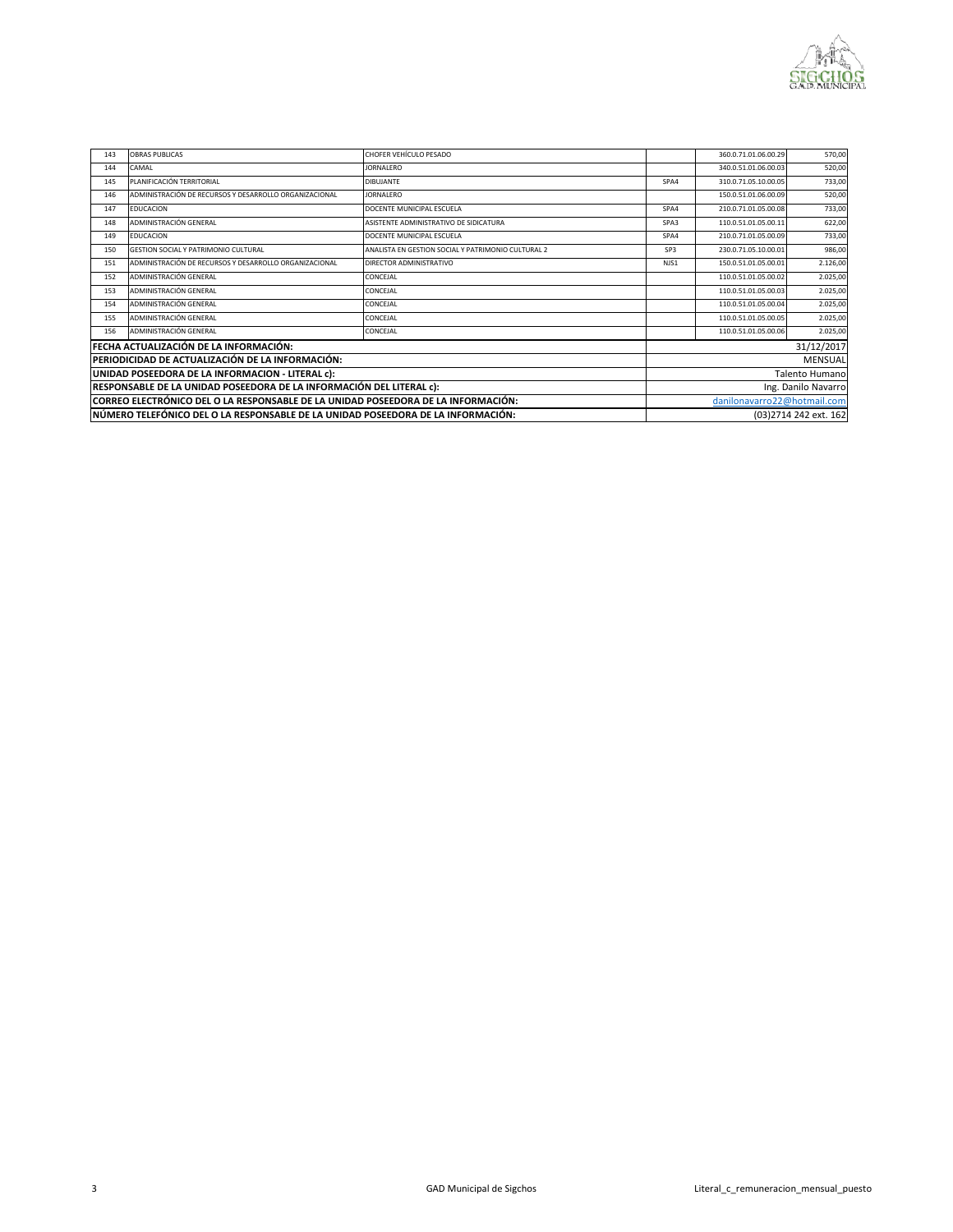| | | | | | |
|---|---|---|---|---|---|
| 143 | OBRAS PUBLICAS | CHOFER VEHÍCULO PESADO | | 360.0.71.01.06.00.29 | 570,00 |
| 144 | CAMAL | JORNALERO | | 340.0.51.01.06.00.03 | 520,00 |
| 145 | PLANIFICACIÓN TERRITORIAL | DIBUJANTE | SPA4 | 310.0.71.05.10.00.05 | 733,00 |
| 146 | ADMINISTRACIÓN DE RECURSOS Y DESARROLLO ORGANIZACIONAL | JORNALERO | | 150.0.51.01.06.00.09 | 520,00 |
| 147 | EDUCACION | DOCENTE MUNICIPAL ESCUELA | SPA4 | 210.0.71.01.05.00.08 | 733,00 |
| 148 | ADMINISTRACIÓN GENERAL | ASISTENTE ADMINISTRATIVO DE SIDICATURA | SPA3 | 110.0.51.01.05.00.11 | 622,00 |
| 149 | EDUCACION | DOCENTE MUNICIPAL ESCUELA | SPA4 | 210.0.71.01.05.00.09 | 733,00 |
| 150 | GESTION SOCIAL Y PATRIMONIO CULTURAL | ANALISTA EN GESTION SOCIAL Y PATRIMONIO CULTURAL 2 | SP3 | 230.0.71.05.10.00.01 | 986,00 |
| 151 | ADMINISTRACIÓN DE RECURSOS Y DESARROLLO ORGANIZACIONAL | DIRECTOR ADMINISTRATIVO | NJS1 | 150.0.51.01.05.00.01 | 2.126,00 |
| 152 | ADMINISTRACIÓN GENERAL | CONCEJAL | | 110.0.51.01.05.00.02 | 2.025,00 |
| 153 | ADMINISTRACIÓN GENERAL | CONCEJAL | | 110.0.51.01.05.00.03 | 2.025,00 |
| 154 | ADMINISTRACIÓN GENERAL | CONCEJAL | | 110.0.51.01.05.00.04 | 2.025,00 |
| 155 | ADMINISTRACIÓN GENERAL | CONCEJAL | | 110.0.51.01.05.00.05 | 2.025,00 |
| 156 | ADMINISTRACIÓN GENERAL | CONCEJAL | | 110.0.51.01.05.00.06 | 2.025,00 |

| | |
|---|---|
| **FECHA ACTUALIZACIÓN DE LA INFORMACIÓN:** | 31/12/2017 |
| **PERIODICIDAD DE ACTUALIZACIÓN DE LA INFORMACIÓN:** | MENSUAL |
| **UNIDAD POSEEDORA DE LA INFORMACION - LITERAL c):** | Talento Humano |
| **RESPONSABLE DE LA UNIDAD POSEEDORA DE LA INFORMACIÓN DEL LITERAL c):** | Ing. Danilo Navarro |
| **CORREO ELECTRÓNICO DEL O LA RESPONSABLE DE LA UNIDAD POSEEDORA DE LA INFORMACIÓN:** | danilonavarro22@hotmail.com |
| **NÚMERO TELEFÓNICO DEL O LA RESPONSABLE DE LA UNIDAD POSEEDORA DE LA INFORMACIÓN:** | (03)2714 242 ext. 162 |